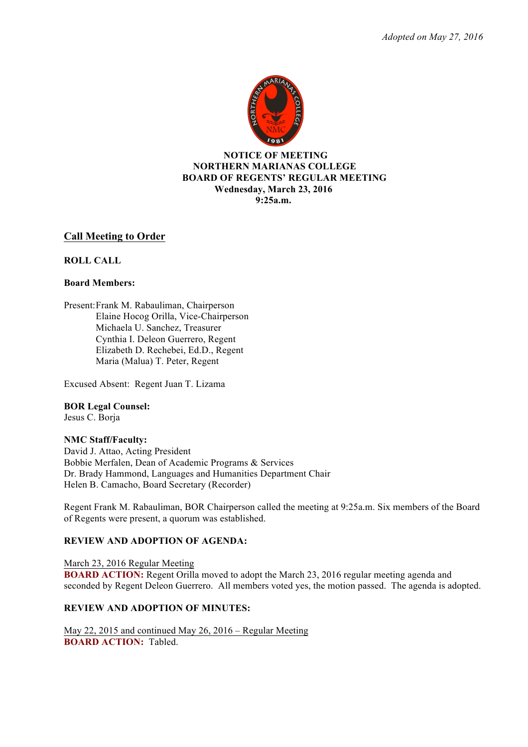*Adopted on May 27, 2016*

**NOTICE OF MEETING**
**NORTHERN MARIANAS COLLEGE**
**BOARD OF REGENTS' REGULAR MEETING**
**Wednesday, March 23, 2016**
**9:25a.m.**

## Call Meeting to Order

**ROLL CALL**

**Board Members:**

Present: Frank M. Rabauliman, Chairperson
Elaine Hocog Orilla, Vice-Chairperson
Michaela U. Sanchez, Treasurer
Cynthia I. Deleon Guerrero, Regent
Elizabeth D. Rechebei, Ed.D., Regent
Maria (Malua) T. Peter, Regent

Excused Absent: Regent Juan T. Lizama

**BOR Legal Counsel:**
Jesus C. Borja

**NMC Staff/Faculty:**
David J. Attao, Acting President
Bobbie Merfalen, Dean of Academic Programs & Services
Dr. Brady Hammond, Languages and Humanities Department Chair
Helen B. Camacho, Board Secretary (Recorder)

Regent Frank M. Rabauliman, BOR Chairperson called the meeting at 9:25a.m. Six members of the Board of Regents were present, a quorum was established.

**REVIEW AND ADOPTION OF AGENDA:**

March 23, 2016 Regular Meeting
**BOARD ACTION:** Regent Orilla moved to adopt the March 23, 2016 regular meeting agenda and seconded by Regent Deleon Guerrero. All members voted yes, the motion passed. The agenda is adopted.

**REVIEW AND ADOPTION OF MINUTES:**

May 22, 2015 and continued May 26, 2016 – Regular Meeting
**BOARD ACTION:** Tabled.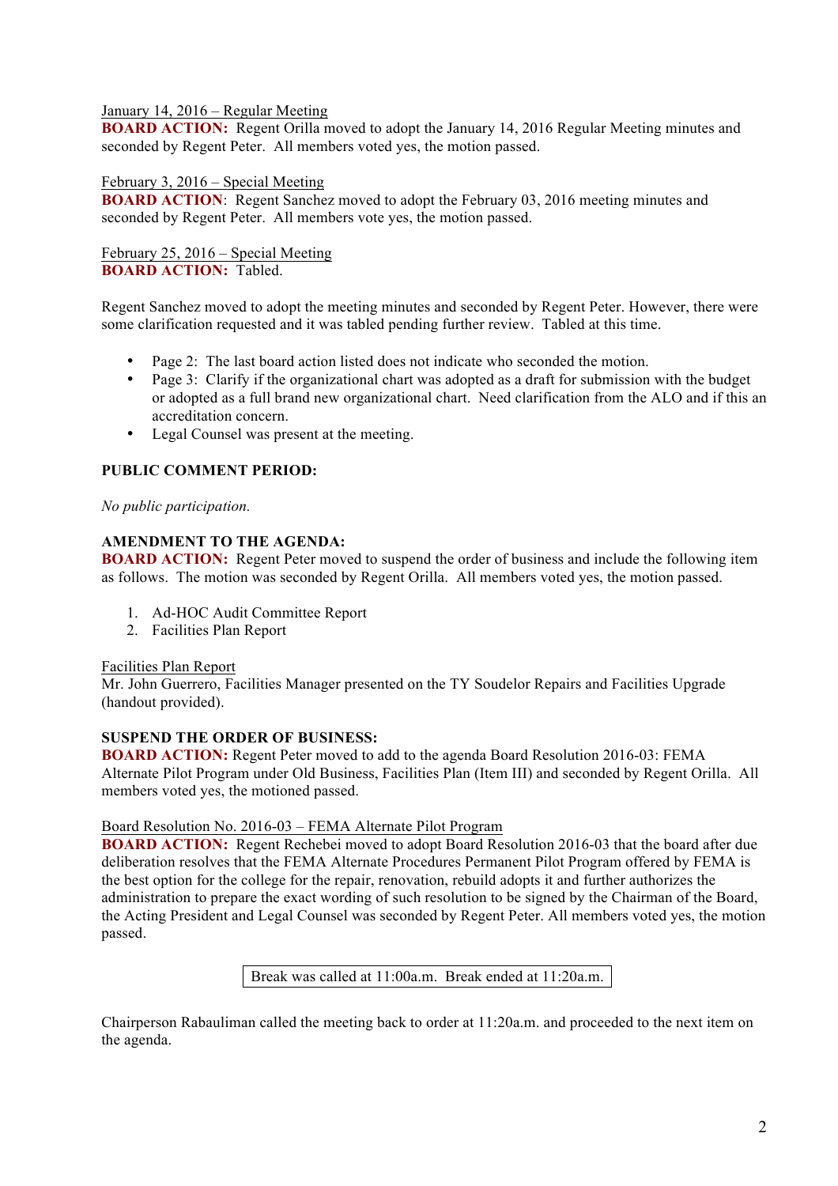January 14, 2016 – Regular Meeting

**BOARD ACTION:** Regent Orilla moved to adopt the January 14, 2016 Regular Meeting minutes and seconded by Regent Peter. All members voted yes, the motion passed.

February 3, 2016 – Special Meeting

**BOARD ACTION**: Regent Sanchez moved to adopt the February 03, 2016 meeting minutes and seconded by Regent Peter. All members vote yes, the motion passed.

February 25, 2016 – Special Meeting

**BOARD ACTION:** Tabled.

Regent Sanchez moved to adopt the meeting minutes and seconded by Regent Peter. However, there were some clarification requested and it was tabled pending further review. Tabled at this time.

- Page 2: The last board action listed does not indicate who seconded the motion.
- Page 3: Clarify if the organizational chart was adopted as a draft for submission with the budget or adopted as a full brand new organizational chart. Need clarification from the ALO and if this an accreditation concern.
- Legal Counsel was present at the meeting.

**PUBLIC COMMENT PERIOD:**

*No public participation.*

**AMENDMENT TO THE AGENDA:**

**BOARD ACTION:** Regent Peter moved to suspend the order of business and include the following item as follows. The motion was seconded by Regent Orilla. All members voted yes, the motion passed.

1. Ad-HOC Audit Committee Report
2. Facilities Plan Report

Facilities Plan Report

Mr. John Guerrero, Facilities Manager presented on the TY Soudelor Repairs and Facilities Upgrade (handout provided).

**SUSPEND THE ORDER OF BUSINESS:**

**BOARD ACTION:** Regent Peter moved to add to the agenda Board Resolution 2016-03: FEMA Alternate Pilot Program under Old Business, Facilities Plan (Item III) and seconded by Regent Orilla. All members voted yes, the motioned passed.

Board Resolution No. 2016-03 – FEMA Alternate Pilot Program

**BOARD ACTION:** Regent Rechebei moved to adopt Board Resolution 2016-03 that the board after due deliberation resolves that the FEMA Alternate Procedures Permanent Pilot Program offered by FEMA is the best option for the college for the repair, renovation, rebuild adopts it and further authorizes the administration to prepare the exact wording of such resolution to be signed by the Chairman of the Board, the Acting President and Legal Counsel was seconded by Regent Peter. All members voted yes, the motion passed.

Break was called at 11:00a.m. Break ended at 11:20a.m.

Chairperson Rabauliman called the meeting back to order at 11:20a.m. and proceeded to the next item on the agenda.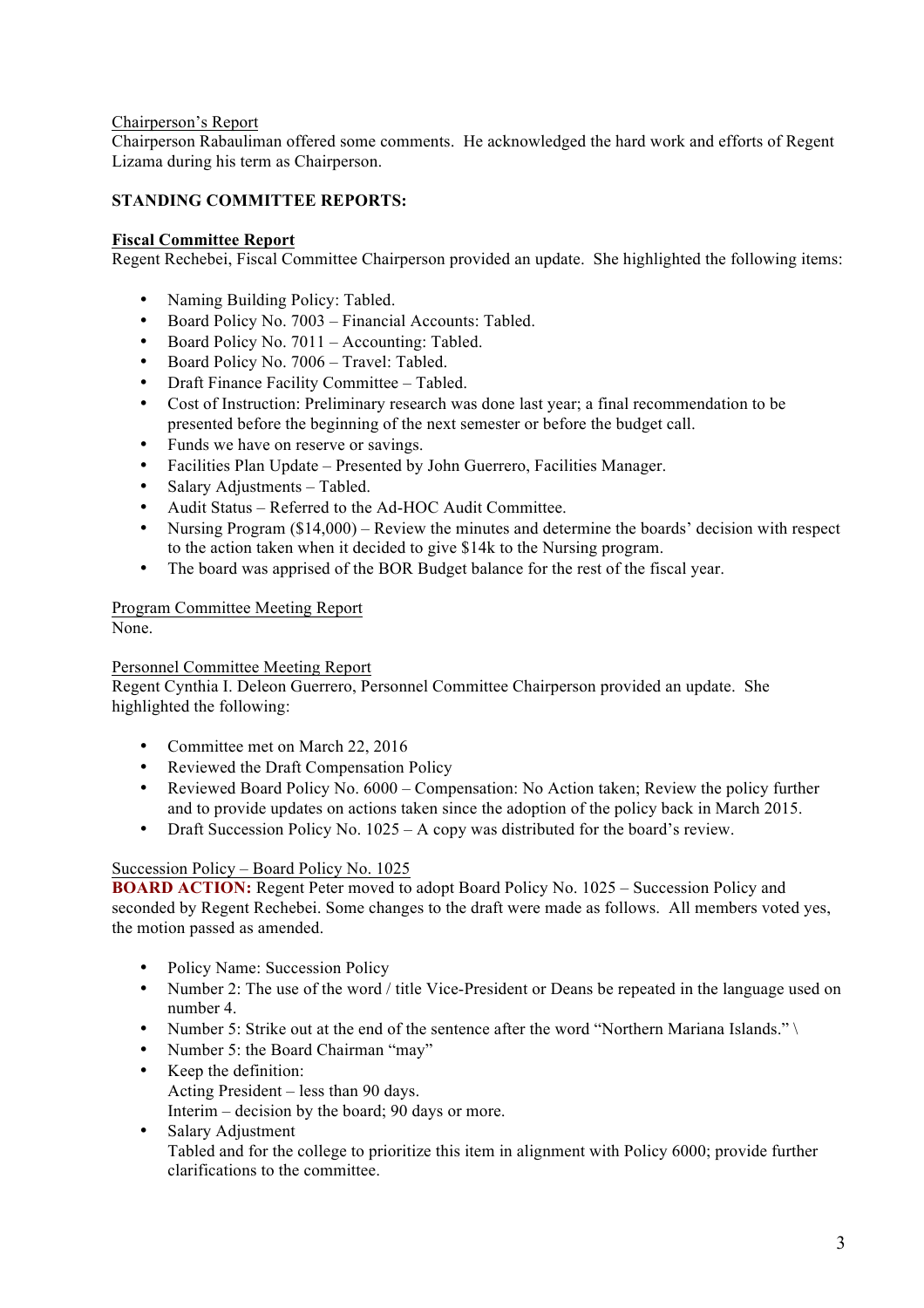Chairperson's Report

Chairperson Rabauliman offered some comments. He acknowledged the hard work and efforts of Regent Lizama during his term as Chairperson.

**STANDING COMMITTEE REPORTS:**

**Fiscal Committee Report**

Regent Rechebei, Fiscal Committee Chairperson provided an update. She highlighted the following items:

- Naming Building Policy: Tabled.
- Board Policy No. 7003 – Financial Accounts: Tabled.
- Board Policy No. 7011 – Accounting: Tabled.
- Board Policy No. 7006 – Travel: Tabled.
- Draft Finance Facility Committee – Tabled.
- Cost of Instruction: Preliminary research was done last year; a final recommendation to be presented before the beginning of the next semester or before the budget call.
- Funds we have on reserve or savings.
- Facilities Plan Update – Presented by John Guerrero, Facilities Manager.
- Salary Adjustments – Tabled.
- Audit Status – Referred to the Ad-HOC Audit Committee.
- Nursing Program ($14,000) – Review the minutes and determine the boards' decision with respect to the action taken when it decided to give $14k to the Nursing program.
- The board was apprised of the BOR Budget balance for the rest of the fiscal year.

Program Committee Meeting Report

None.

Personnel Committee Meeting Report

Regent Cynthia I. Deleon Guerrero, Personnel Committee Chairperson provided an update. She highlighted the following:

- Committee met on March 22, 2016
- Reviewed the Draft Compensation Policy
- Reviewed Board Policy No. 6000 – Compensation: No Action taken; Review the policy further and to provide updates on actions taken since the adoption of the policy back in March 2015.
- Draft Succession Policy No. 1025 – A copy was distributed for the board's review.

Succession Policy – Board Policy No. 1025

**BOARD ACTION:** Regent Peter moved to adopt Board Policy No. 1025 – Succession Policy and seconded by Regent Rechebei. Some changes to the draft were made as follows. All members voted yes, the motion passed as amended.

- Policy Name: Succession Policy
- Number 2: The use of the word / title Vice-President or Deans be repeated in the language used on number 4.
- Number 5: Strike out at the end of the sentence after the word "Northern Mariana Islands." \
- Number 5: the Board Chairman "may"
- Keep the definition:
  Acting President – less than 90 days.
  Interim – decision by the board; 90 days or more.
- Salary Adjustment
  Tabled and for the college to prioritize this item in alignment with Policy 6000; provide further clarifications to the committee.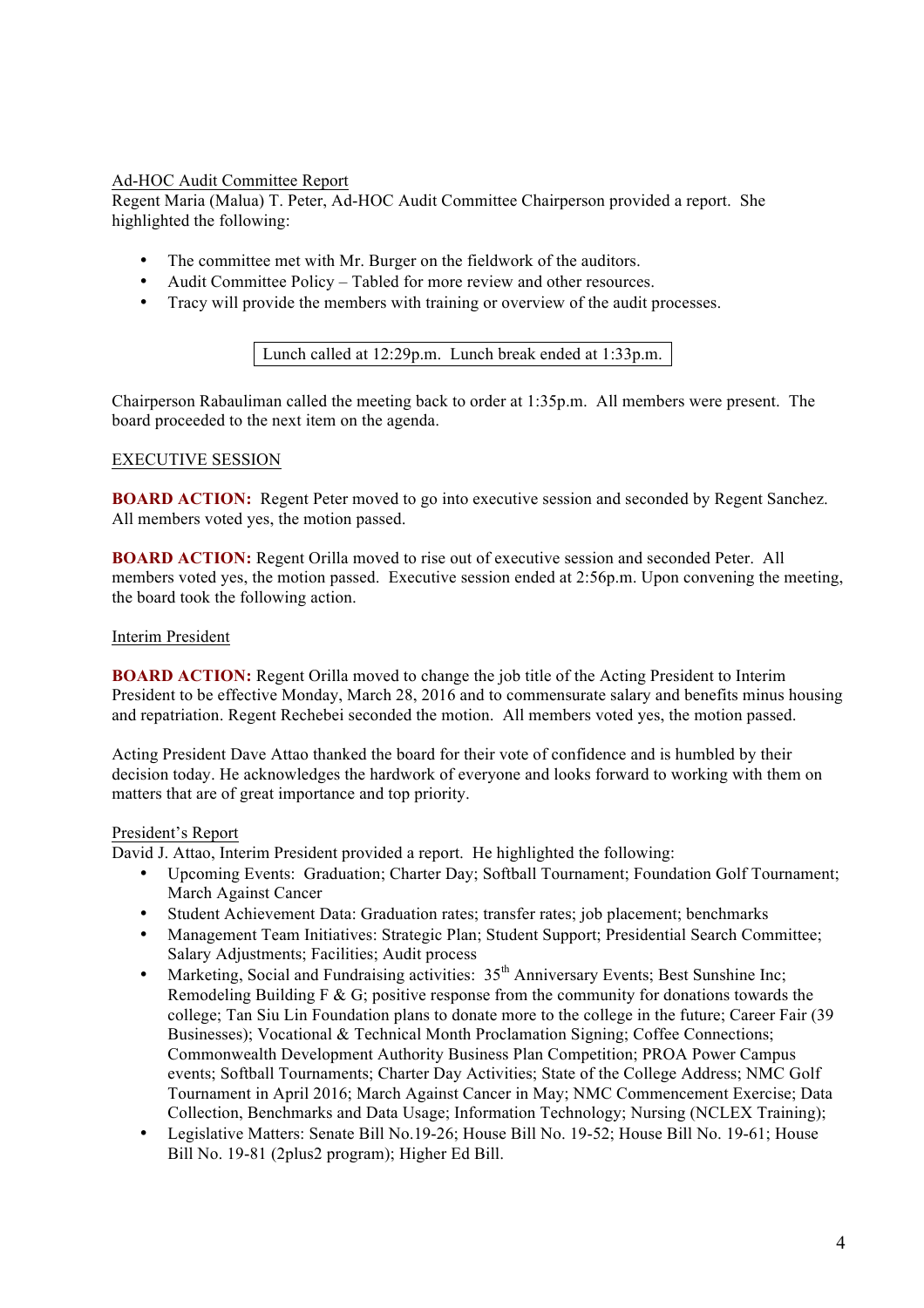Ad-HOC Audit Committee Report

Regent Maria (Malua) T. Peter, Ad-HOC Audit Committee Chairperson provided a report. She highlighted the following:

- The committee met with Mr. Burger on the fieldwork of the auditors.
- Audit Committee Policy – Tabled for more review and other resources.
- Tracy will provide the members with training or overview of the audit processes.

| Lunch called at 12:29p.m. Lunch break ended at 1:33p.m. |
|---|

Chairperson Rabauliman called the meeting back to order at 1:35p.m. All members were present. The board proceeded to the next item on the agenda.

EXECUTIVE SESSION

**BOARD ACTION:** Regent Peter moved to go into executive session and seconded by Regent Sanchez. All members voted yes, the motion passed.

**BOARD ACTION:** Regent Orilla moved to rise out of executive session and seconded Peter. All members voted yes, the motion passed. Executive session ended at 2:56p.m. Upon convening the meeting, the board took the following action.

Interim President

**BOARD ACTION:** Regent Orilla moved to change the job title of the Acting President to Interim President to be effective Monday, March 28, 2016 and to commensurate salary and benefits minus housing and repatriation. Regent Rechebei seconded the motion. All members voted yes, the motion passed.

Acting President Dave Attao thanked the board for their vote of confidence and is humbled by their decision today. He acknowledges the hardwork of everyone and looks forward to working with them on matters that are of great importance and top priority.

President's Report

David J. Attao, Interim President provided a report. He highlighted the following:

- Upcoming Events: Graduation; Charter Day; Softball Tournament; Foundation Golf Tournament; March Against Cancer
- Student Achievement Data: Graduation rates; transfer rates; job placement; benchmarks
- Management Team Initiatives: Strategic Plan; Student Support; Presidential Search Committee; Salary Adjustments; Facilities; Audit process
- Marketing, Social and Fundraising activities: 35th Anniversary Events; Best Sunshine Inc; Remodeling Building F & G; positive response from the community for donations towards the college; Tan Siu Lin Foundation plans to donate more to the college in the future; Career Fair (39 Businesses); Vocational & Technical Month Proclamation Signing; Coffee Connections; Commonwealth Development Authority Business Plan Competition; PROA Power Campus events; Softball Tournaments; Charter Day Activities; State of the College Address; NMC Golf Tournament in April 2016; March Against Cancer in May; NMC Commencement Exercise; Data Collection, Benchmarks and Data Usage; Information Technology; Nursing (NCLEX Training);
- Legislative Matters: Senate Bill No.19-26; House Bill No. 19-52; House Bill No. 19-61; House Bill No. 19-81 (2plus2 program); Higher Ed Bill.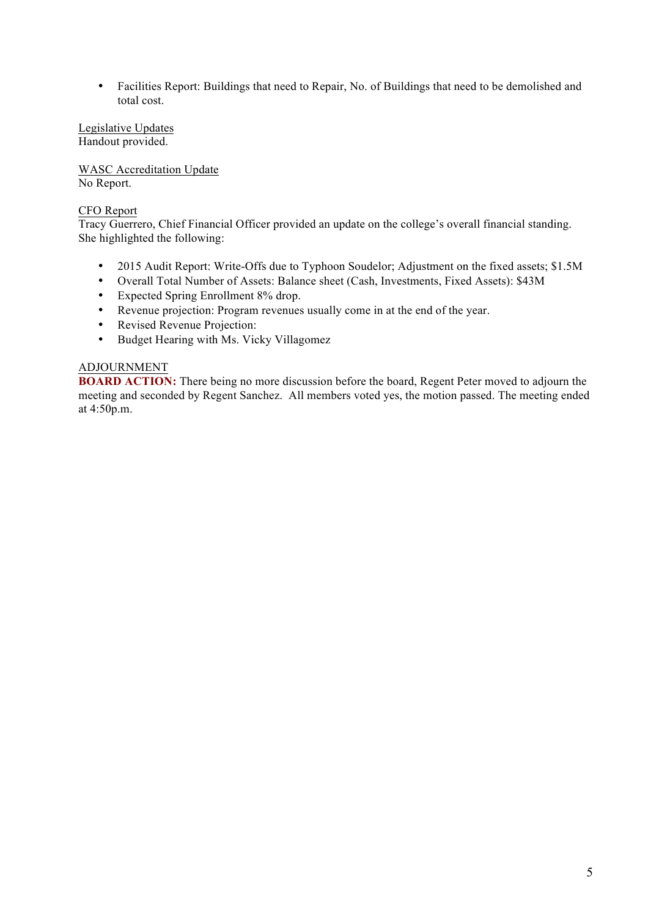- Facilities Report: Buildings that need to Repair, No. of Buildings that need to be demolished and total cost.

Legislative Updates
Handout provided.

WASC Accreditation Update
No Report.

CFO Report
Tracy Guerrero, Chief Financial Officer provided an update on the college's overall financial standing. She highlighted the following:

- 2015 Audit Report: Write-Offs due to Typhoon Soudelor; Adjustment on the fixed assets; $1.5M
- Overall Total Number of Assets: Balance sheet (Cash, Investments, Fixed Assets): $43M
- Expected Spring Enrollment 8% drop.
- Revenue projection: Program revenues usually come in at the end of the year.
- Revised Revenue Projection:
- Budget Hearing with Ms. Vicky Villagomez

ADJOURNMENT
**BOARD ACTION:** There being no more discussion before the board, Regent Peter moved to adjourn the meeting and seconded by Regent Sanchez. All members voted yes, the motion passed. The meeting ended at 4:50p.m.